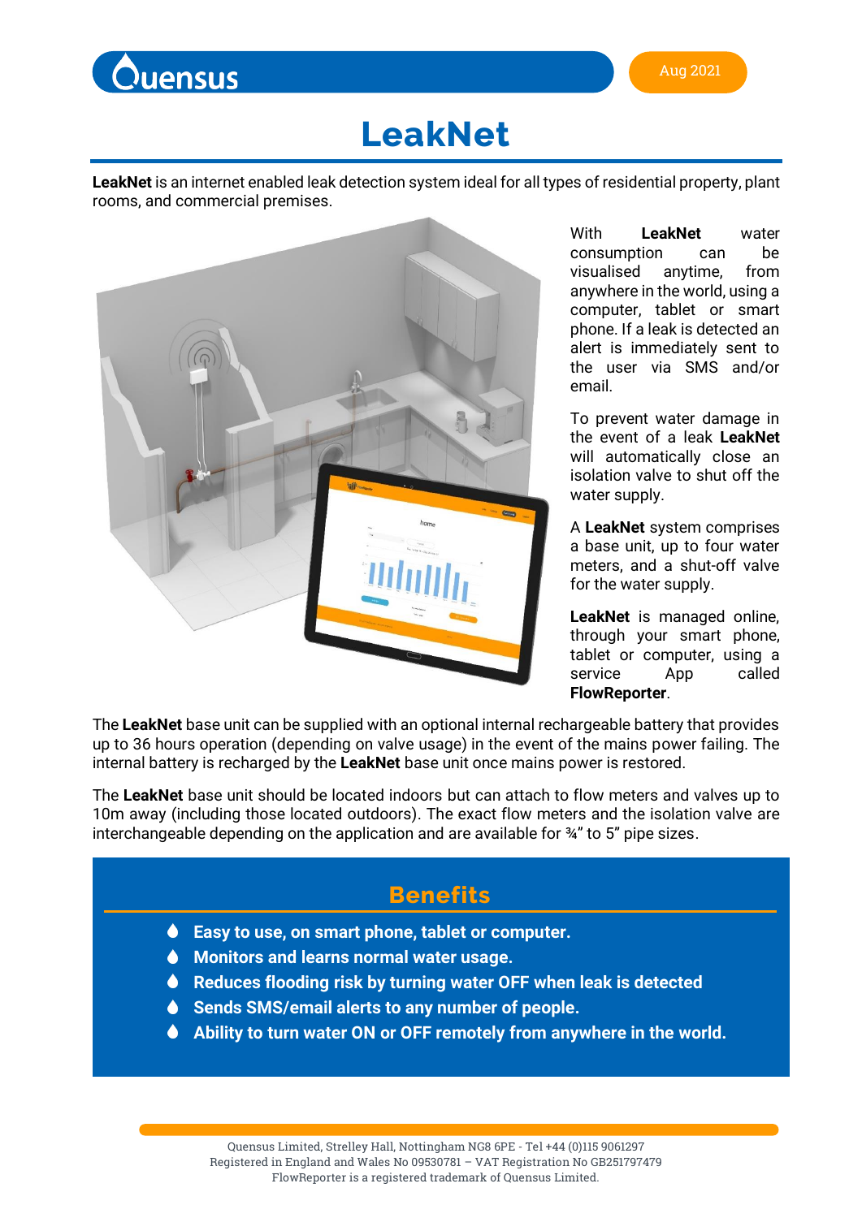Quensus

Aug 2021

# LeakNet

**LeakNet** is an internet enabled leak detection system ideal for all types of residential property, plant rooms, and commercial premises.

With **LeakNet** water consumption can be visualised anytime, from anywhere in the world, using a computer, tablet or smart phone. If a leak is detected an alert is immediately sent to the user via SMS and/or email.

To prevent water damage in the event of a leak **LeakNet** will automatically close an isolation valve to shut off the water supply.

A **LeakNet** system comprises a base unit, up to four water meters, and a shut-off valve for the water supply.

**LeakNet** is managed online, through your smart phone, tablet or computer, using a service App called **FlowReporter**.

The **LeakNet** base unit can be supplied with an optional internal rechargeable battery that provides up to 36 hours operation (depending on valve usage) in the event of the mains power failing. The internal battery is recharged by the **LeakNet** base unit once mains power is restored.

The **LeakNet** base unit should be located indoors but can attach to flow meters and valves up to 10m away (including those located outdoors). The exact flow meters and the isolation valve are interchangeable depending on the application and are available for ¾" to 5" pipe sizes.

## Benefits

- **Easy to use, on smart phone, tablet or computer.**
- **Monitors and learns normal water usage.**
- **Reduces flooding risk by turning water OFF when leak is detected**
- **Sends SMS/email alerts to any number of people.**
- **Ability to turn water ON or OFF remotely from anywhere in the world.**

Quensus Limited, Strelley Hall, Nottingham NG8 6PE - Tel +44 (0)115 9061297
Registered in England and Wales No 09530781 – VAT Registration No GB251797479
FlowReporter is a registered trademark of Quensus Limited.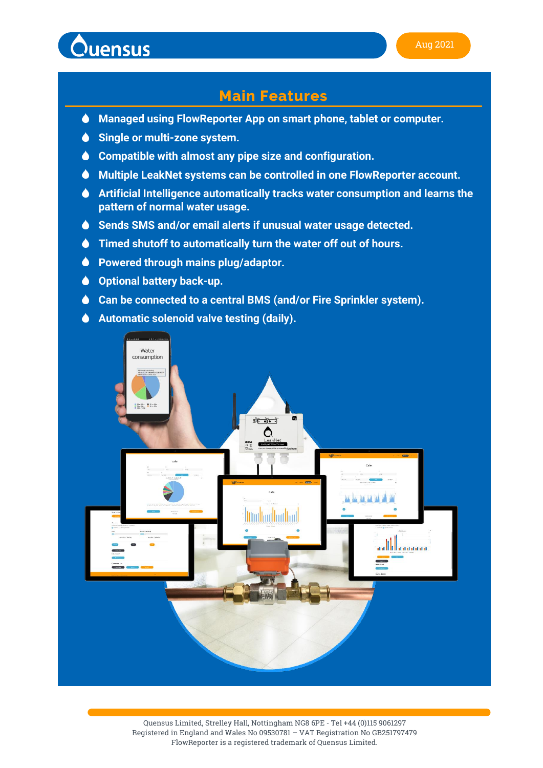Quensus Aug 2021

## Main Features

- **Managed using FlowReporter App on smart phone, tablet or computer.**
- **Single or multi-zone system.**
- **Compatible with almost any pipe size and configuration.**
- **Multiple LeakNet systems can be controlled in one FlowReporter account.**
- **Artificial Intelligence automatically tracks water consumption and learns the pattern of normal water usage.**
- **Sends SMS and/or email alerts if unusual water usage detected.**
- **Timed shutoff to automatically turn the water off out of hours.**
- **Powered through mains plug/adaptor.**
- **Optional battery back-up.**
- **Can be connected to a central BMS (and/or Fire Sprinkler system).**
- **Automatic solenoid valve testing (daily).**

Quensus Limited, Strelley Hall, Nottingham NG8 6PE - Tel +44 (0)115 9061297
Registered in England and Wales No 09530781 – VAT Registration No GB251797479
FlowReporter is a registered trademark of Quensus Limited.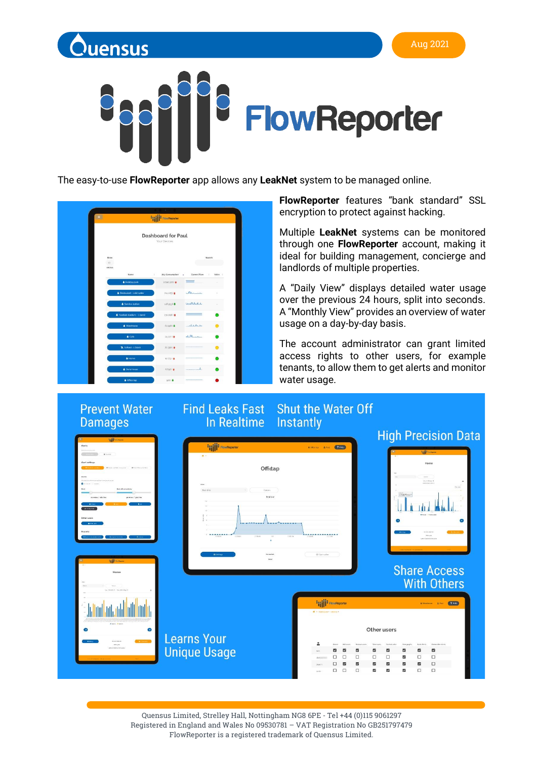Quensus

Aug 2021

# FlowReporter

The easy-to-use **FlowReporter** app allows any **LeakNet** system to be managed online.

**FlowReporter** features "bank standard" SSL encryption to protect against hacking.

Multiple **LeakNet** systems can be monitored through one **FlowReporter** account, making it ideal for building management, concierge and landlords of multiple properties.

A "Daily View" displays detailed water usage over the previous 24 hours, split into seconds. A "Monthly View" provides an overview of water usage on a day-by-day basis.

The account administrator can grant limited access rights to other users, for example tenants, to allow them to get alerts and monitor water usage.

Prevent Water Damages

Find Leaks Fast In Realtime

Shut the Water Off Instantly

High Precision Data

Share Access With Others

Learns Your Unique Usage

Quensus Limited, Strelley Hall, Nottingham NG8 6PE - Tel +44 (0)115 9061297
Registered in England and Wales No 09530781 – VAT Registration No GB251797479
FlowReporter is a registered trademark of Quensus Limited.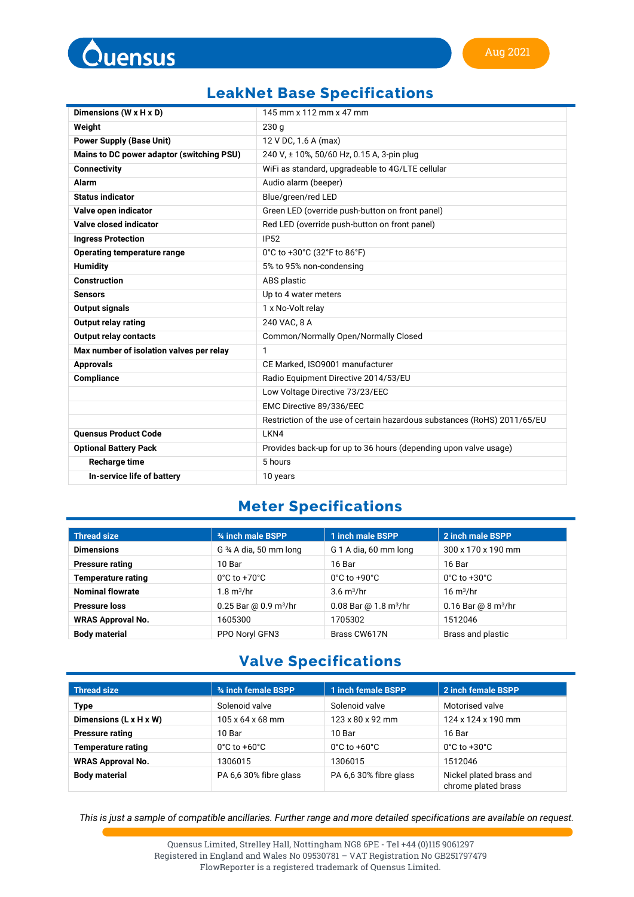Quensus

Aug 2021

## LeakNet Base Specifications

| | |
|---|---|
| **Dimensions (W x H x D)** | 145 mm x 112 mm x 47 mm |
| **Weight** | 230 g |
| **Power Supply (Base Unit)** | 12 V DC, 1.6 A (max) |
| **Mains to DC power adaptor (switching PSU)** | 240 V, ± 10%, 50/60 Hz, 0.15 A, 3-pin plug |
| **Connectivity** | WiFi as standard, upgradeable to 4G/LTE cellular |
| **Alarm** | Audio alarm (beeper) |
| **Status indicator** | Blue/green/red LED |
| **Valve open indicator** | Green LED (override push-button on front panel) |
| **Valve closed indicator** | Red LED (override push-button on front panel) |
| **Ingress Protection** | IP52 |
| **Operating temperature range** | 0°C to +30°C (32°F to 86°F) |
| **Humidity** | 5% to 95% non-condensing |
| **Construction** | ABS plastic |
| **Sensors** | Up to 4 water meters |
| **Output signals** | 1 x No-Volt relay |
| **Output relay rating** | 240 VAC, 8 A |
| **Output relay contacts** | Common/Normally Open/Normally Closed |
| **Max number of isolation valves per relay** | 1 |
| **Approvals** | CE Marked, ISO9001 manufacturer |
| **Compliance** | Radio Equipment Directive 2014/53/EU |
| | Low Voltage Directive 73/23/EEC |
| | EMC Directive 89/336/EEC |
| | Restriction of the use of certain hazardous substances (RoHS) 2011/65/EU |
| **Quensus Product Code** | LKN4 |
| **Optional Battery Pack** | Provides back-up for up to 36 hours (depending upon valve usage) |
| **Recharge time** | 5 hours |
| **In-service life of battery** | 10 years |

## Meter Specifications

| Thread size | ¾ inch male BSPP | 1 inch male BSPP | 2 inch male BSPP |
|---|---|---|---|
| **Dimensions** | G ¾ A dia, 50 mm long | G 1 A dia, 60 mm long | 300 x 170 x 190 mm |
| **Pressure rating** | 10 Bar | 16 Bar | 16 Bar |
| **Temperature rating** | 0°C to +70°C | 0°C to +90°C | 0°C to +30°C |
| **Nominal flowrate** | 1.8 $m^3$/hr | 3.6 $m^3$/hr | 16 $m^3$/hr |
| **Pressure loss** | 0.25 Bar @ 0.9 $m^3$/hr | 0.08 Bar @ 1.8 $m^3$/hr | 0.16 Bar @ 8 $m^3$/hr |
| **WRAS Approval No.** | 1605300 | 1705302 | 1512046 |
| **Body material** | PPO Noryl GFN3 | Brass CW617N | Brass and plastic |

## Valve Specifications

| Thread size | ¾ inch female BSPP | 1 inch female BSPP | 2 inch female BSPP |
|---|---|---|---|
| **Type** | Solenoid valve | Solenoid valve | Motorised valve |
| **Dimensions (L x H x W)** | 105 x 64 x 68 mm | 123 x 80 x 92 mm | 124 x 124 x 190 mm |
| **Pressure rating** | 10 Bar | 10 Bar | 16 Bar |
| **Temperature rating** | 0°C to +60°C | 0°C to +60°C | 0°C to +30°C |
| **WRAS Approval No.** | 1306015 | 1306015 | 1512046 |
| **Body material** | PA 6,6 30% fibre glass | PA 6,6 30% fibre glass | Nickel plated brass and chrome plated brass |

*This is just a sample of compatible ancillaries. Further range and more detailed specifications are available on request.*

Quensus Limited, Strelley Hall, Nottingham NG8 6PE - Tel +44 (0)115 9061297
Registered in England and Wales No 09530781 – VAT Registration No GB251797479
FlowReporter is a registered trademark of Quensus Limited.